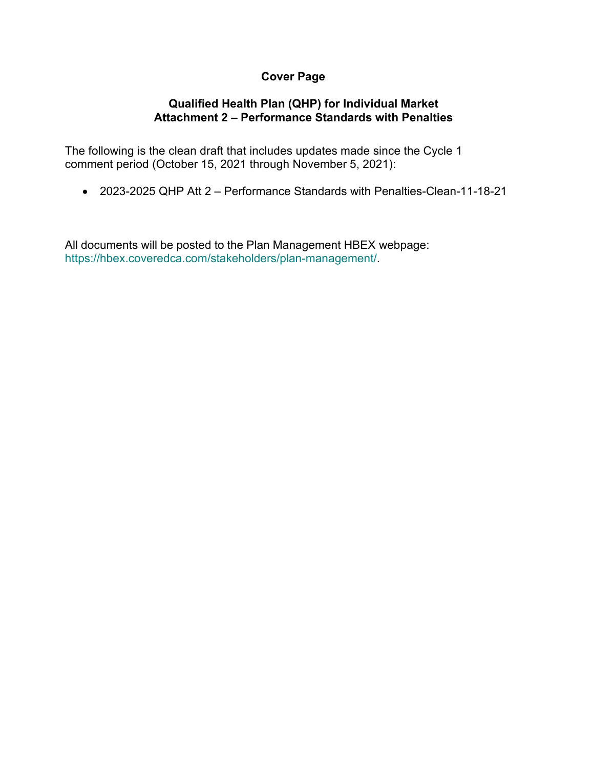# Cover Page

## Qualified Health Plan (QHP) for Individual Market
## Attachment 2 – Performance Standards with Penalties

The following is the clean draft that includes updates made since the Cycle 1 comment period (October 15, 2021 through November 5, 2021):

- 2023-2025 QHP Att 2 – Performance Standards with Penalties-Clean-11-18-21

All documents will be posted to the Plan Management HBEX webpage: https://hbex.coveredca.com/stakeholders/plan-management/.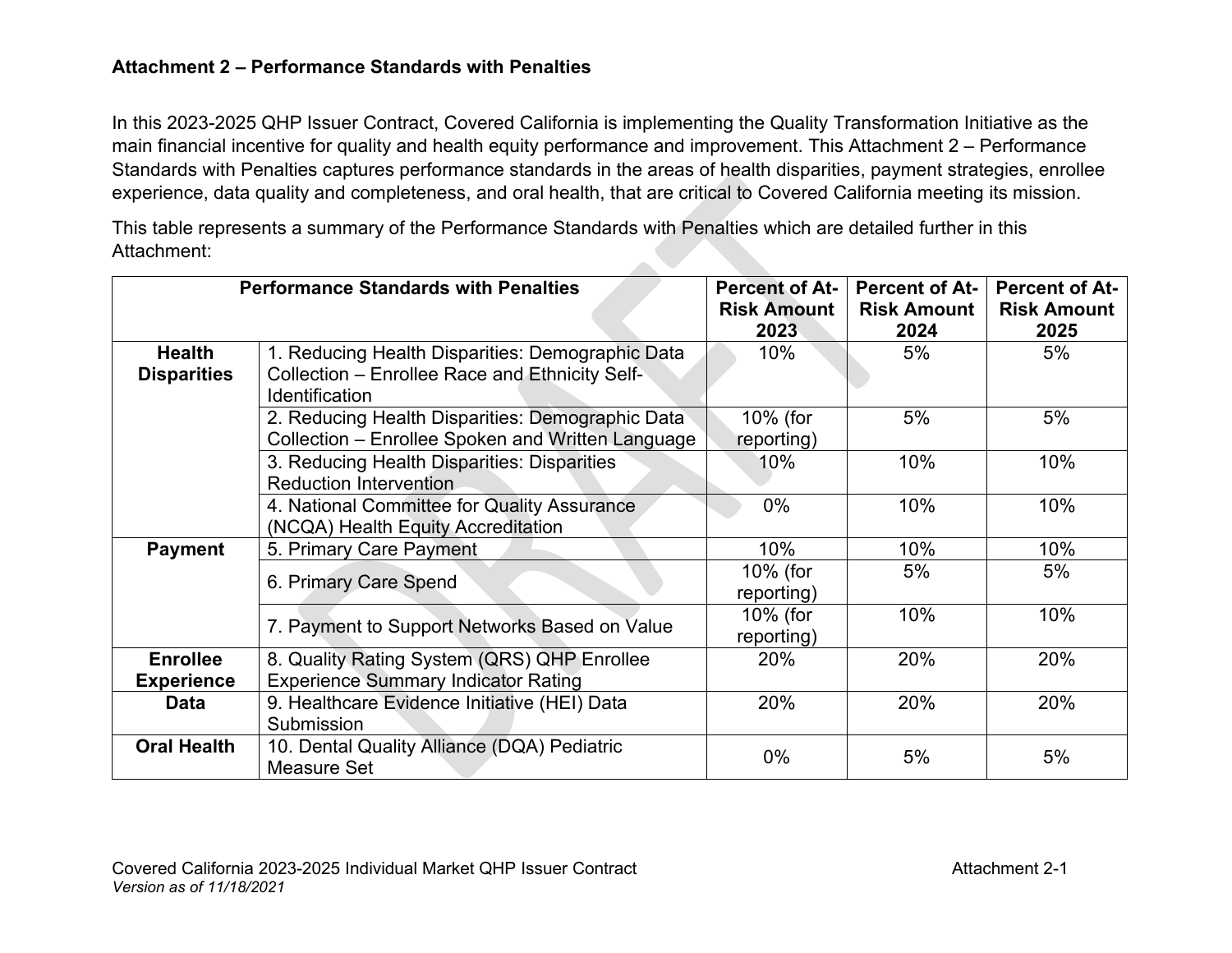**Attachment 2 – Performance Standards with Penalties**

In this 2023-2025 QHP Issuer Contract, Covered California is implementing the Quality Transformation Initiative as the main financial incentive for quality and health equity performance and improvement. This Attachment 2 – Performance Standards with Penalties captures performance standards in the areas of health disparities, payment strategies, enrollee experience, data quality and completeness, and oral health, that are critical to Covered California meeting its mission.

This table represents a summary of the Performance Standards with Penalties which are detailed further in this Attachment:

| Performance Standards with Penalties | | Percent of At-Risk Amount 2023 | Percent of At-Risk Amount 2024 | Percent of At-Risk Amount 2025 |
|---|---|---|---|---|
| **Health Disparities** | 1. Reducing Health Disparities: Demographic Data Collection – Enrollee Race and Ethnicity Self-Identification | 10% | 5% | 5% |
| | 2. Reducing Health Disparities: Demographic Data Collection – Enrollee Spoken and Written Language | 10% (for reporting) | 5% | 5% |
| | 3. Reducing Health Disparities: Disparities Reduction Intervention | 10% | 10% | 10% |
| | 4. National Committee for Quality Assurance (NCQA) Health Equity Accreditation | 0% | 10% | 10% |
| **Payment** | 5. Primary Care Payment | 10% | 10% | 10% |
| | 6. Primary Care Spend | 10% (for reporting) | 5% | 5% |
| | 7. Payment to Support Networks Based on Value | 10% (for reporting) | 10% | 10% |
| **Enrollee Experience** | 8. Quality Rating System (QRS) QHP Enrollee Experience Summary Indicator Rating | 20% | 20% | 20% |
| **Data** | 9. Healthcare Evidence Initiative (HEI) Data Submission | 20% | 20% | 20% |
| **Oral Health** | 10. Dental Quality Alliance (DQA) Pediatric Measure Set | 0% | 5% | 5% |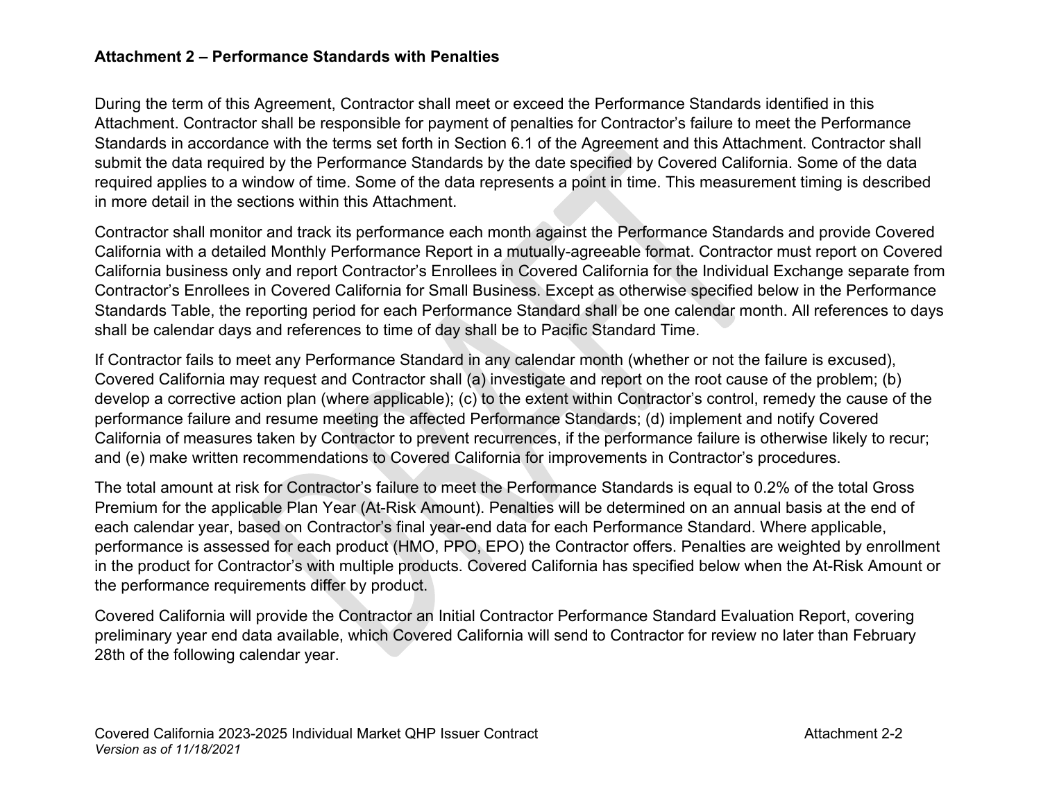**Attachment 2 – Performance Standards with Penalties**

During the term of this Agreement, Contractor shall meet or exceed the Performance Standards identified in this Attachment. Contractor shall be responsible for payment of penalties for Contractor's failure to meet the Performance Standards in accordance with the terms set forth in Section 6.1 of the Agreement and this Attachment. Contractor shall submit the data required by the Performance Standards by the date specified by Covered California. Some of the data required applies to a window of time. Some of the data represents a point in time. This measurement timing is described in more detail in the sections within this Attachment.

Contractor shall monitor and track its performance each month against the Performance Standards and provide Covered California with a detailed Monthly Performance Report in a mutually-agreeable format. Contractor must report on Covered California business only and report Contractor's Enrollees in Covered California for the Individual Exchange separate from Contractor's Enrollees in Covered California for Small Business. Except as otherwise specified below in the Performance Standards Table, the reporting period for each Performance Standard shall be one calendar month. All references to days shall be calendar days and references to time of day shall be to Pacific Standard Time.

If Contractor fails to meet any Performance Standard in any calendar month (whether or not the failure is excused), Covered California may request and Contractor shall (a) investigate and report on the root cause of the problem; (b) develop a corrective action plan (where applicable); (c) to the extent within Contractor's control, remedy the cause of the performance failure and resume meeting the affected Performance Standards; (d) implement and notify Covered California of measures taken by Contractor to prevent recurrences, if the performance failure is otherwise likely to recur; and (e) make written recommendations to Covered California for improvements in Contractor's procedures.

The total amount at risk for Contractor's failure to meet the Performance Standards is equal to 0.2% of the total Gross Premium for the applicable Plan Year (At-Risk Amount). Penalties will be determined on an annual basis at the end of each calendar year, based on Contractor's final year-end data for each Performance Standard. Where applicable, performance is assessed for each product (HMO, PPO, EPO) the Contractor offers. Penalties are weighted by enrollment in the product for Contractor's with multiple products. Covered California has specified below when the At-Risk Amount or the performance requirements differ by product.

Covered California will provide the Contractor an Initial Contractor Performance Standard Evaluation Report, covering preliminary year end data available, which Covered California will send to Contractor for review no later than February 28th of the following calendar year.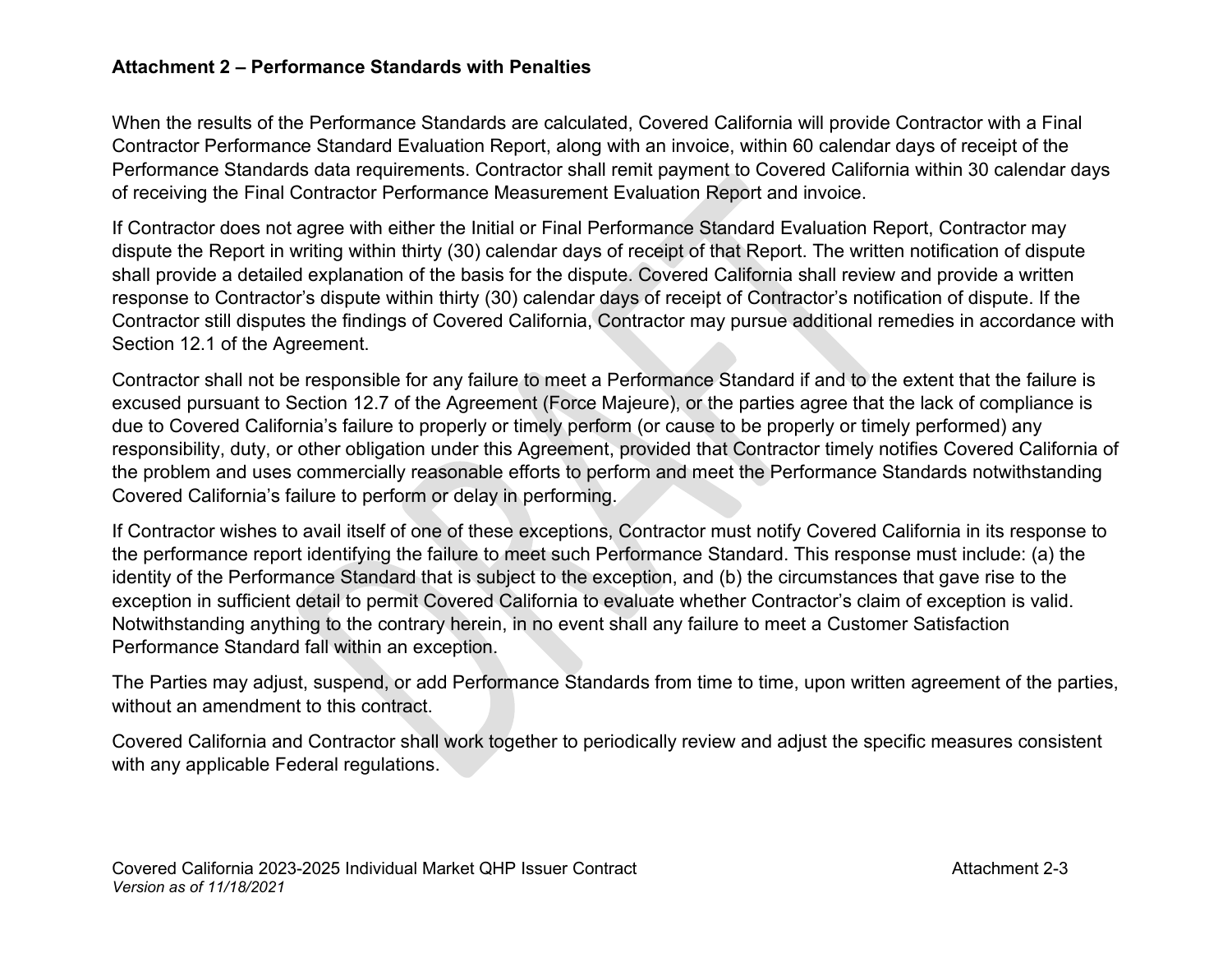**Attachment 2 – Performance Standards with Penalties**

When the results of the Performance Standards are calculated, Covered California will provide Contractor with a Final Contractor Performance Standard Evaluation Report, along with an invoice, within 60 calendar days of receipt of the Performance Standards data requirements. Contractor shall remit payment to Covered California within 30 calendar days of receiving the Final Contractor Performance Measurement Evaluation Report and invoice.

If Contractor does not agree with either the Initial or Final Performance Standard Evaluation Report, Contractor may dispute the Report in writing within thirty (30) calendar days of receipt of that Report. The written notification of dispute shall provide a detailed explanation of the basis for the dispute. Covered California shall review and provide a written response to Contractor's dispute within thirty (30) calendar days of receipt of Contractor's notification of dispute. If the Contractor still disputes the findings of Covered California, Contractor may pursue additional remedies in accordance with Section 12.1 of the Agreement.

Contractor shall not be responsible for any failure to meet a Performance Standard if and to the extent that the failure is excused pursuant to Section 12.7 of the Agreement (Force Majeure), or the parties agree that the lack of compliance is due to Covered California's failure to properly or timely perform (or cause to be properly or timely performed) any responsibility, duty, or other obligation under this Agreement, provided that Contractor timely notifies Covered California of the problem and uses commercially reasonable efforts to perform and meet the Performance Standards notwithstanding Covered California's failure to perform or delay in performing.

If Contractor wishes to avail itself of one of these exceptions, Contractor must notify Covered California in its response to the performance report identifying the failure to meet such Performance Standard. This response must include: (a) the identity of the Performance Standard that is subject to the exception, and (b) the circumstances that gave rise to the exception in sufficient detail to permit Covered California to evaluate whether Contractor's claim of exception is valid. Notwithstanding anything to the contrary herein, in no event shall any failure to meet a Customer Satisfaction Performance Standard fall within an exception.

The Parties may adjust, suspend, or add Performance Standards from time to time, upon written agreement of the parties, without an amendment to this contract.

Covered California and Contractor shall work together to periodically review and adjust the specific measures consistent with any applicable Federal regulations.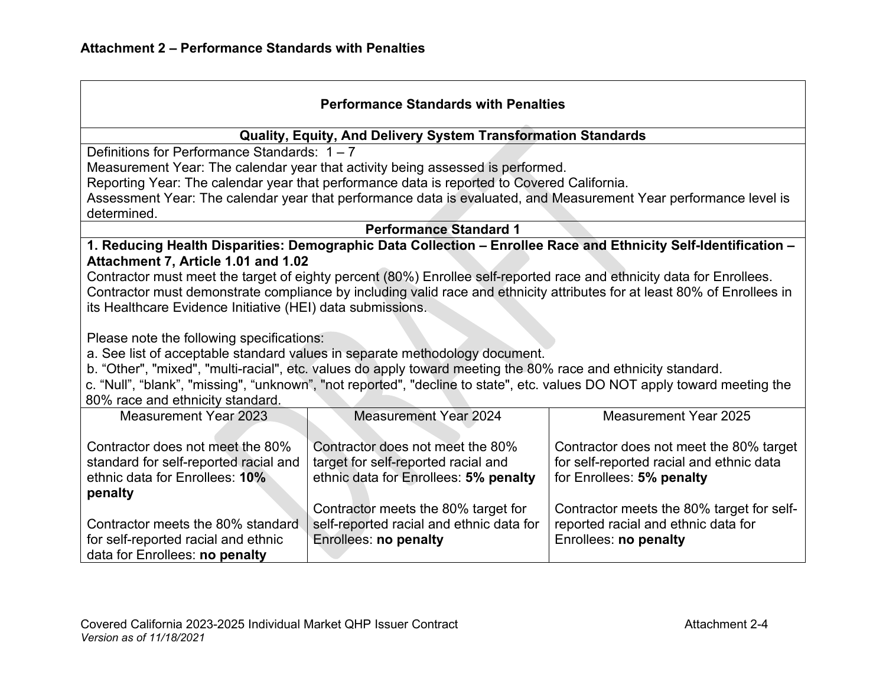## Attachment 2 – Performance Standards with Penalties

| Performance Standards with Penalties | | |
|---|---|---|
| **Quality, Equity, And Delivery System Transformation Standards** | | |
| Definitions for Performance Standards: 1 – 7<br>Measurement Year: The calendar year that activity being assessed is performed.<br>Reporting Year: The calendar year that performance data is reported to Covered California.<br>Assessment Year: The calendar year that performance data is evaluated, and Measurement Year performance level is determined. | | |
| **Performance Standard 1** | | |
| **1. Reducing Health Disparities: Demographic Data Collection – Enrollee Race and Ethnicity Self-Identification – Attachment 7, Article 1.01 and 1.02**<br>Contractor must meet the target of eighty percent (80%) Enrollee self-reported race and ethnicity data for Enrollees. Contractor must demonstrate compliance by including valid race and ethnicity attributes for at least 80% of Enrollees in its Healthcare Evidence Initiative (HEI) data submissions.<br><br>Please note the following specifications:<br>a. See list of acceptable standard values in separate methodology document.<br>b. "Other", "mixed", "multi-racial", etc. values do apply toward meeting the 80% race and ethnicity standard.<br>c. "Null", "blank", "missing", "unknown", "not reported", "decline to state", etc. values DO NOT apply toward meeting the 80% race and ethnicity standard. | | |
| Measurement Year 2023 | Measurement Year 2024 | Measurement Year 2025 |
| Contractor does not meet the 80% standard for self-reported racial and ethnic data for Enrollees: **10% penalty**<br><br>Contractor meets the 80% standard for self-reported racial and ethnic data for Enrollees: **no penalty** | Contractor does not meet the 80% target for self-reported racial and ethnic data for Enrollees: **5% penalty**<br><br>Contractor meets the 80% target for self-reported racial and ethnic data for Enrollees: **no penalty** | Contractor does not meet the 80% target for self-reported racial and ethnic data for Enrollees: **5% penalty**<br><br>Contractor meets the 80% target for self-reported racial and ethnic data for Enrollees: **no penalty** |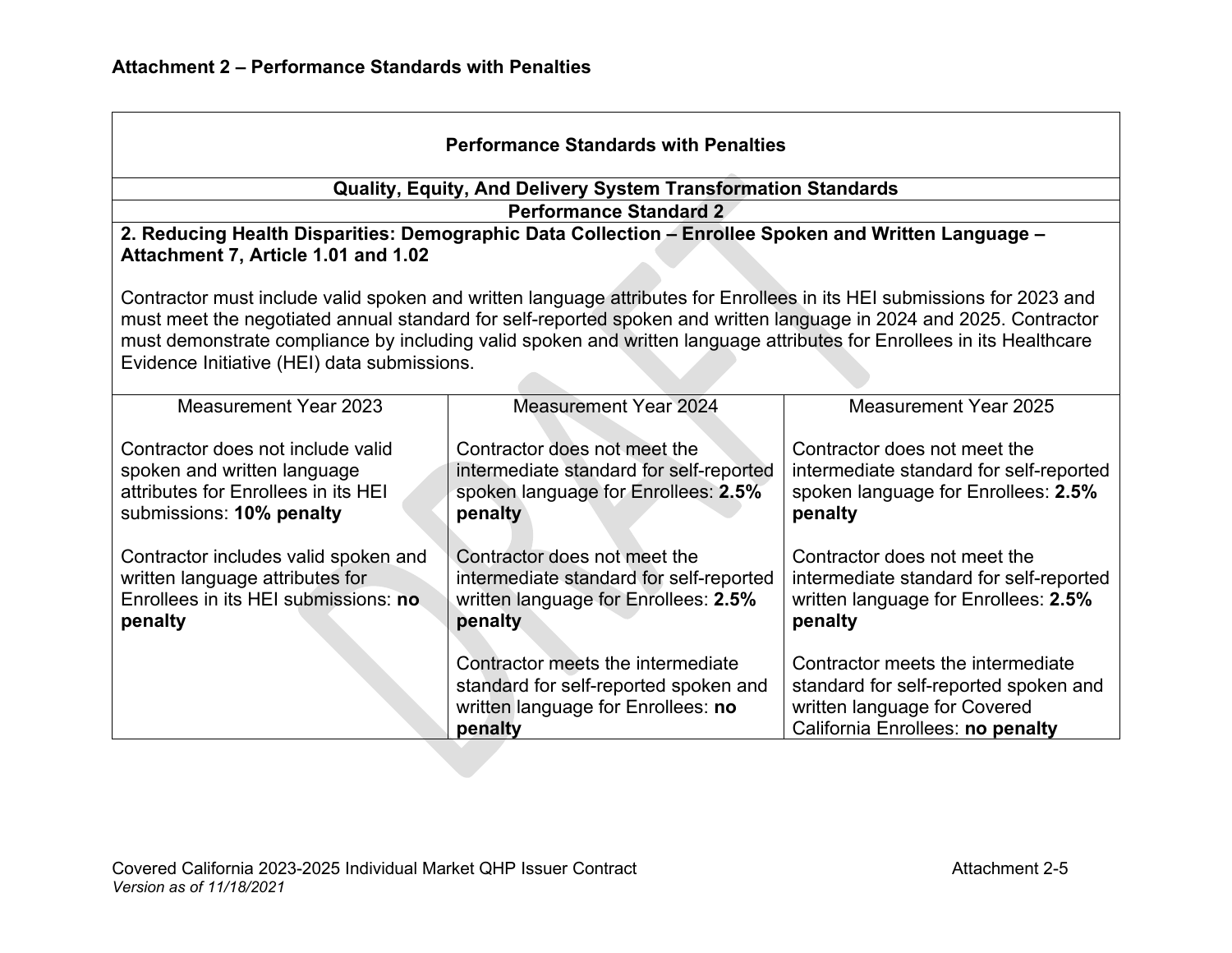**Attachment 2 – Performance Standards with Penalties**

| Performance Standards with Penalties | | |
|---|---|---|
| **Quality, Equity, And Delivery System Transformation Standards** | | |
| **Performance Standard 2** | | |
| **2. Reducing Health Disparities: Demographic Data Collection – Enrollee Spoken and Written Language – Attachment 7, Article 1.01 and 1.02**<br><br>Contractor must include valid spoken and written language attributes for Enrollees in its HEI submissions for 2023 and must meet the negotiated annual standard for self-reported spoken and written language in 2024 and 2025. Contractor must demonstrate compliance by including valid spoken and written language attributes for Enrollees in its Healthcare Evidence Initiative (HEI) data submissions. | | |
| Measurement Year 2023 | Measurement Year 2024 | Measurement Year 2025 |
| Contractor does not include valid spoken and written language attributes for Enrollees in its HEI submissions: **10% penalty**<br><br>Contractor includes valid spoken and written language attributes for Enrollees in its HEI submissions: **no penalty** | Contractor does not meet the intermediate standard for self-reported spoken language for Enrollees: **2.5% penalty**<br><br>Contractor does not meet the intermediate standard for self-reported written language for Enrollees: **2.5% penalty**<br><br>Contractor meets the intermediate standard for self-reported spoken and written language for Enrollees: **no penalty** | Contractor does not meet the intermediate standard for self-reported spoken language for Enrollees: **2.5% penalty**<br><br>Contractor does not meet the intermediate standard for self-reported written language for Enrollees: **2.5% penalty**<br><br>Contractor meets the intermediate standard for self-reported spoken and written language for Covered California Enrollees: **no penalty** |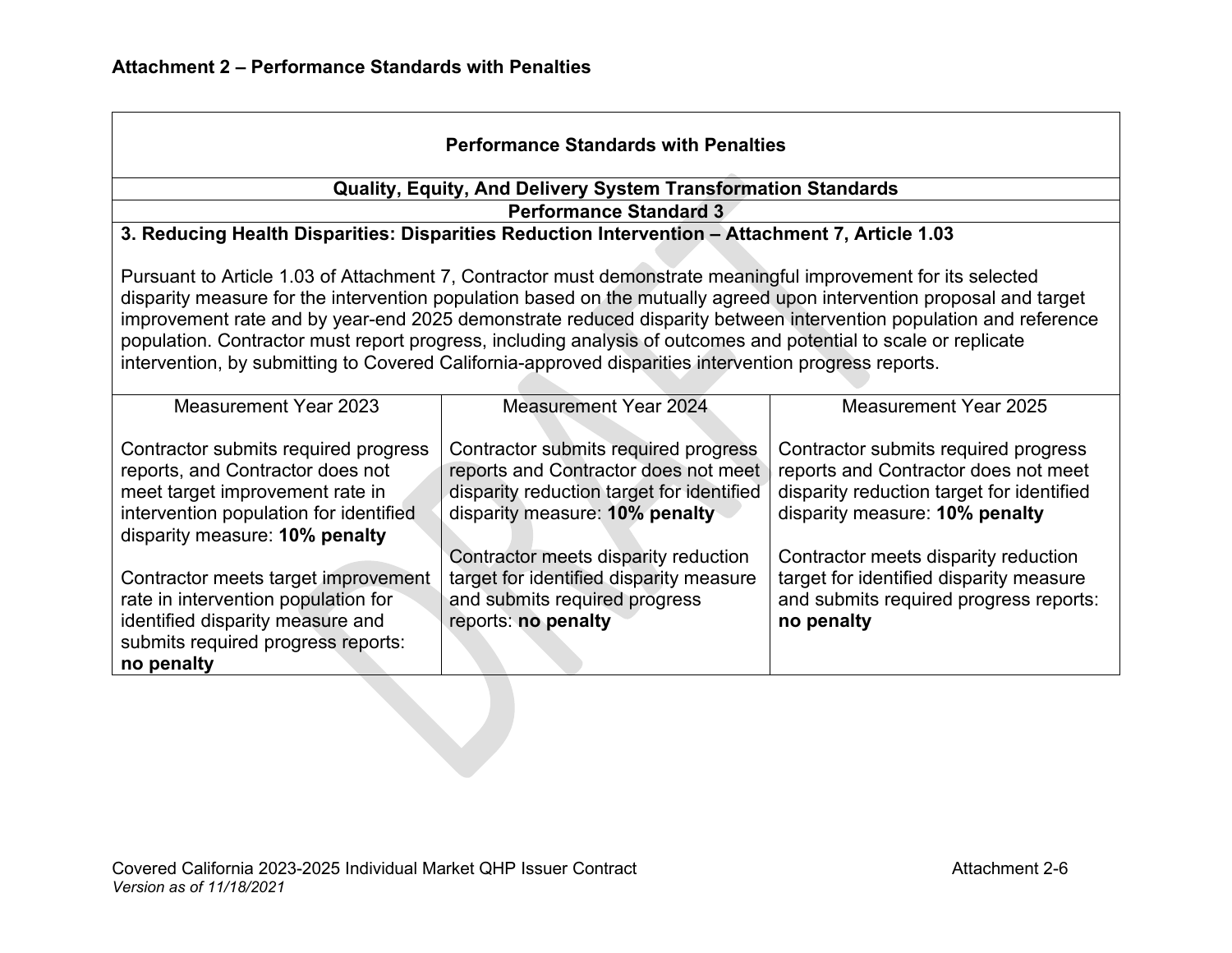**Attachment 2 – Performance Standards with Penalties**

| **Performance Standards with Penalties** | | |
|---|---|---|
| **Quality, Equity, And Delivery System Transformation Standards** | | |
| **Performance Standard 3** | | |
| **3. Reducing Health Disparities: Disparities Reduction Intervention – Attachment 7, Article 1.03**<br><br>Pursuant to Article 1.03 of Attachment 7, Contractor must demonstrate meaningful improvement for its selected disparity measure for the intervention population based on the mutually agreed upon intervention proposal and target improvement rate and by year-end 2025 demonstrate reduced disparity between intervention population and reference population. Contractor must report progress, including analysis of outcomes and potential to scale or replicate intervention, by submitting to Covered California-approved disparities intervention progress reports. | | |
| Measurement Year 2023<br><br>Contractor submits required progress reports, and Contractor does not meet target improvement rate in intervention population for identified disparity measure: **10% penalty**<br><br>Contractor meets target improvement rate in intervention population for identified disparity measure and submits required progress reports: **no penalty** | Measurement Year 2024<br><br>Contractor submits required progress reports and Contractor does not meet disparity reduction target for identified disparity measure: **10% penalty**<br><br>Contractor meets disparity reduction target for identified disparity measure and submits required progress reports: **no penalty** | Measurement Year 2025<br><br>Contractor submits required progress reports and Contractor does not meet disparity reduction target for identified disparity measure: **10% penalty**<br><br>Contractor meets disparity reduction target for identified disparity measure and submits required progress reports: **no penalty** |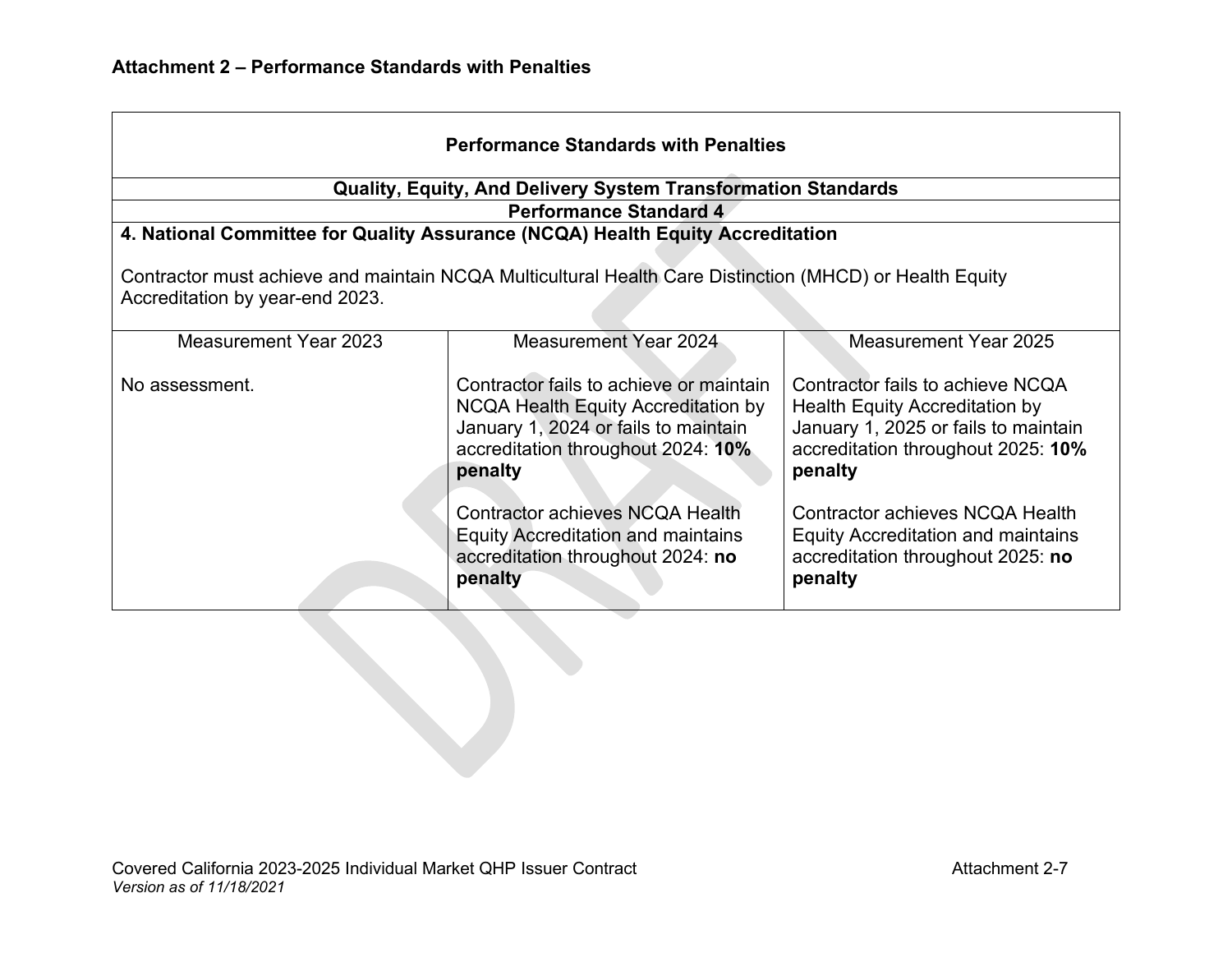**Attachment 2 – Performance Standards with Penalties**

| Performance Standards with Penalties | | |
|---|---|---|
| **Quality, Equity, And Delivery System Transformation Standards** | | |
| **Performance Standard 4** | | |
| **4. National Committee for Quality Assurance (NCQA) Health Equity Accreditation**<br><br>Contractor must achieve and maintain NCQA Multicultural Health Care Distinction (MHCD) or Health Equity Accreditation by year-end 2023. | | |
| Measurement Year 2023 | Measurement Year 2024 | Measurement Year 2025 |
| No assessment. | Contractor fails to achieve or maintain NCQA Health Equity Accreditation by January 1, 2024 or fails to maintain accreditation throughout 2024: **10% penalty**<br><br>Contractor achieves NCQA Health Equity Accreditation and maintains accreditation throughout 2024: **no penalty** | Contractor fails to achieve NCQA Health Equity Accreditation by January 1, 2025 or fails to maintain accreditation throughout 2025: **10% penalty**<br><br>Contractor achieves NCQA Health Equity Accreditation and maintains accreditation throughout 2025: **no penalty** |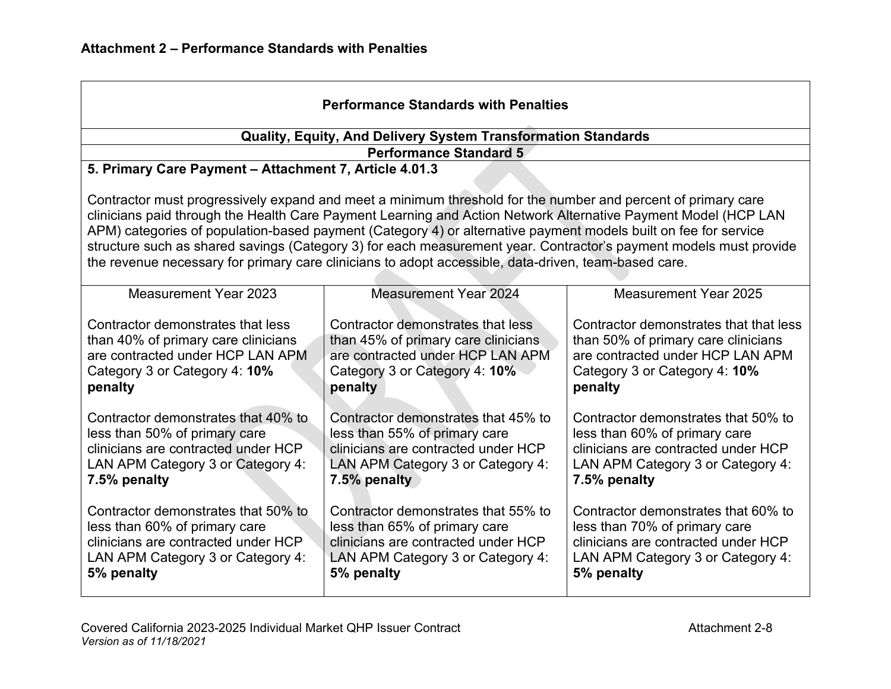## Attachment 2 – Performance Standards with Penalties

| Performance Standards with Penalties | | |
|---|---|---|
| **Quality, Equity, And Delivery System Transformation Standards** | | |
| **Performance Standard 5** | | |
| **5. Primary Care Payment – Attachment 7, Article 4.01.3**<br><br>Contractor must progressively expand and meet a minimum threshold for the number and percent of primary care clinicians paid through the Health Care Payment Learning and Action Network Alternative Payment Model (HCP LAN APM) categories of population-based payment (Category 4) or alternative payment models built on fee for service structure such as shared savings (Category 3) for each measurement year. Contractor's payment models must provide the revenue necessary for primary care clinicians to adopt accessible, data-driven, team-based care. | | |
| Measurement Year 2023 | Measurement Year 2024 | Measurement Year 2025 |
| Contractor demonstrates that less than 40% of primary care clinicians are contracted under HCP LAN APM Category 3 or Category 4: **10% penalty**<br><br>Contractor demonstrates that 40% to less than 50% of primary care clinicians are contracted under HCP LAN APM Category 3 or Category 4: **7.5% penalty**<br><br>Contractor demonstrates that 50% to less than 60% of primary care clinicians are contracted under HCP LAN APM Category 3 or Category 4: **5% penalty** | Contractor demonstrates that less than 45% of primary care clinicians are contracted under HCP LAN APM Category 3 or Category 4: **10% penalty**<br><br>Contractor demonstrates that 45% to less than 55% of primary care clinicians are contracted under HCP LAN APM Category 3 or Category 4: **7.5% penalty**<br><br>Contractor demonstrates that 55% to less than 65% of primary care clinicians are contracted under HCP LAN APM Category 3 or Category 4: **5% penalty** | Contractor demonstrates that that less than 50% of primary care clinicians are contracted under HCP LAN APM Category 3 or Category 4: **10% penalty**<br><br>Contractor demonstrates that 50% to less than 60% of primary care clinicians are contracted under HCP LAN APM Category 3 or Category 4: **7.5% penalty**<br><br>Contractor demonstrates that 60% to less than 70% of primary care clinicians are contracted under HCP LAN APM Category 3 or Category 4: **5% penalty** |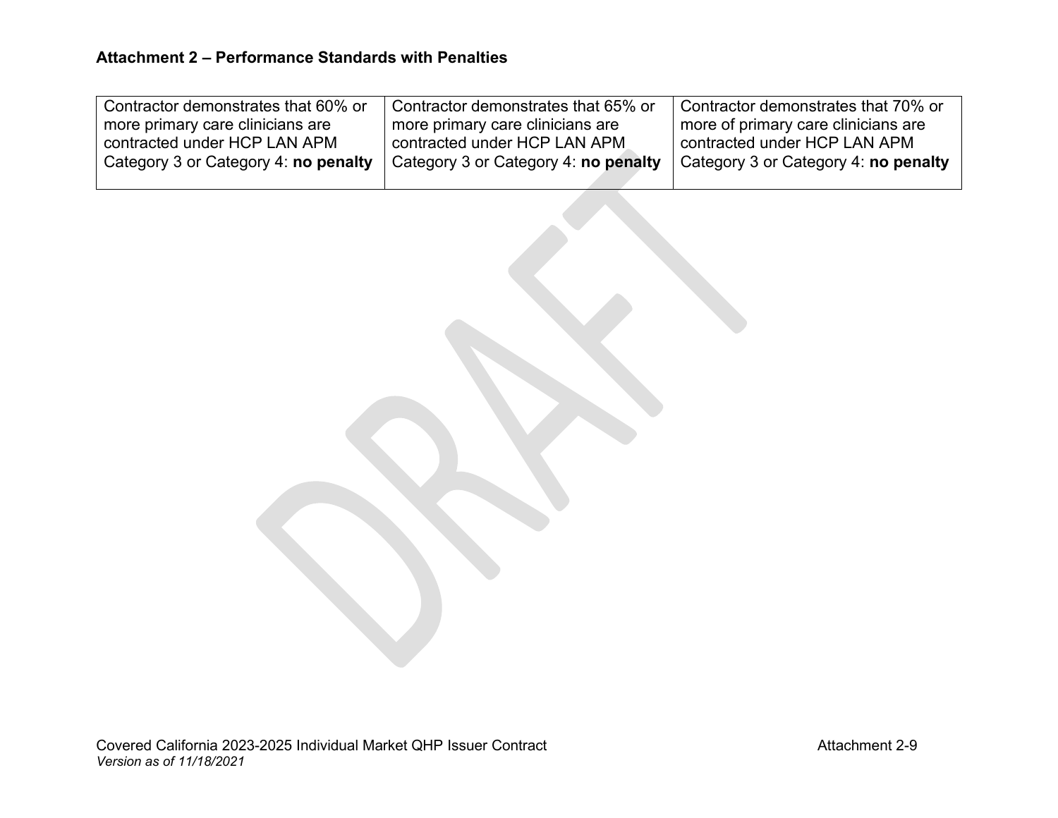**Attachment 2 – Performance Standards with Penalties**

| | | |
|---|---|---|
| Contractor demonstrates that 60% or more primary care clinicians are contracted under HCP LAN APM Category 3 or Category 4: **no penalty** | Contractor demonstrates that 65% or more primary care clinicians are contracted under HCP LAN APM Category 3 or Category 4: **no penalty** | Contractor demonstrates that 70% or more of primary care clinicians are contracted under HCP LAN APM Category 3 or Category 4: **no penalty** |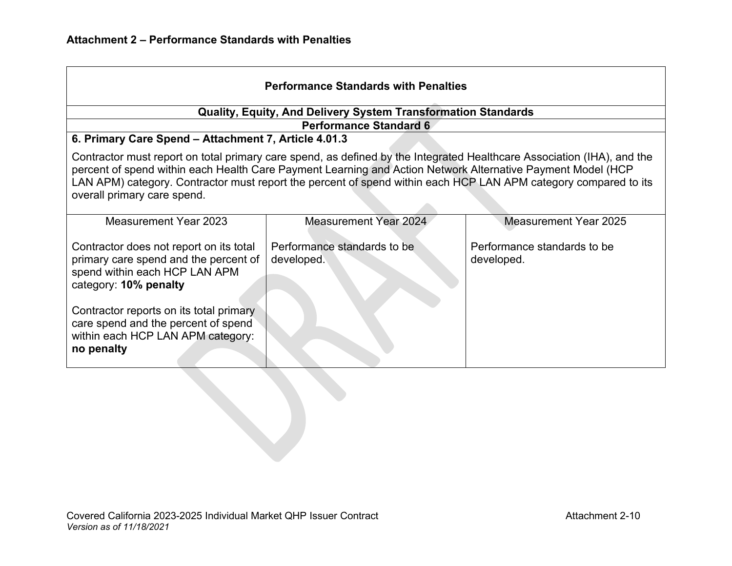**Attachment 2 – Performance Standards with Penalties**

| Performance Standards with Penalties | | |
|---|---|---|
| **Quality, Equity, And Delivery System Transformation Standards** | | |
| **Performance Standard 6** | | |
| **6. Primary Care Spend – Attachment 7, Article 4.01.3**<br><br>Contractor must report on total primary care spend, as defined by the Integrated Healthcare Association (IHA), and the percent of spend within each Health Care Payment Learning and Action Network Alternative Payment Model (HCP LAN APM) category. Contractor must report the percent of spend within each HCP LAN APM category compared to its overall primary care spend. | | |
| Measurement Year 2023 | Measurement Year 2024 | Measurement Year 2025 |
| Contractor does not report on its total primary care spend and the percent of spend within each HCP LAN APM category: **10% penalty**<br><br>Contractor reports on its total primary care spend and the percent of spend within each HCP LAN APM category: **no penalty** | Performance standards to be developed. | Performance standards to be developed. |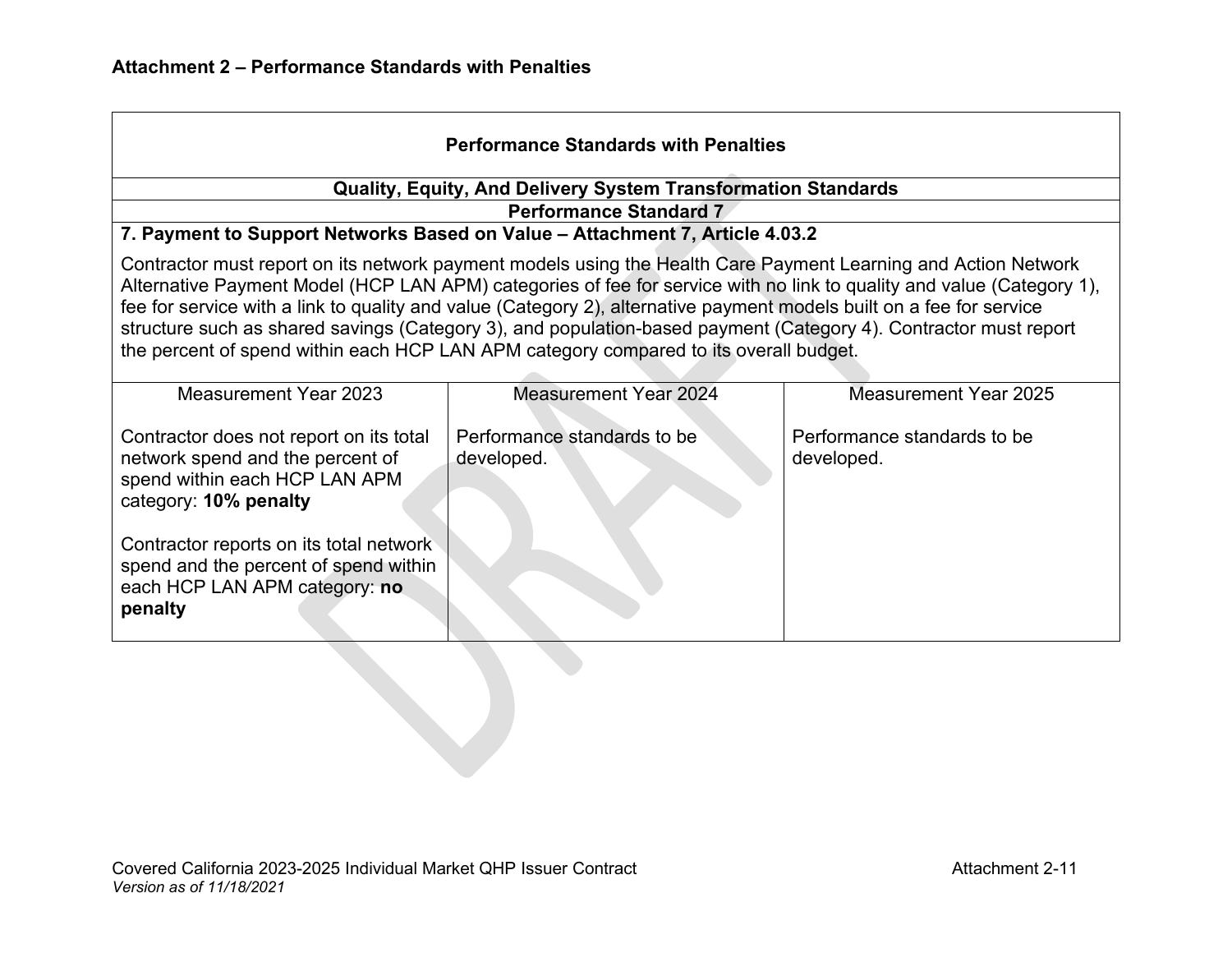## Attachment 2 – Performance Standards with Penalties

| Performance Standards with Penalties | | |
|---|---|---|
| **Quality, Equity, And Delivery System Transformation Standards** | | |
| **Performance Standard 7** | | |
| **7. Payment to Support Networks Based on Value – Attachment 7, Article 4.03.2**<br><br>Contractor must report on its network payment models using the Health Care Payment Learning and Action Network Alternative Payment Model (HCP LAN APM) categories of fee for service with no link to quality and value (Category 1), fee for service with a link to quality and value (Category 2), alternative payment models built on a fee for service structure such as shared savings (Category 3), and population-based payment (Category 4). Contractor must report the percent of spend within each HCP LAN APM category compared to its overall budget. | | |
| Measurement Year 2023 | Measurement Year 2024 | Measurement Year 2025 |
| Contractor does not report on its total network spend and the percent of spend within each HCP LAN APM category: **10% penalty**<br><br>Contractor reports on its total network spend and the percent of spend within each HCP LAN APM category: **no penalty** | Performance standards to be developed. | Performance standards to be developed. |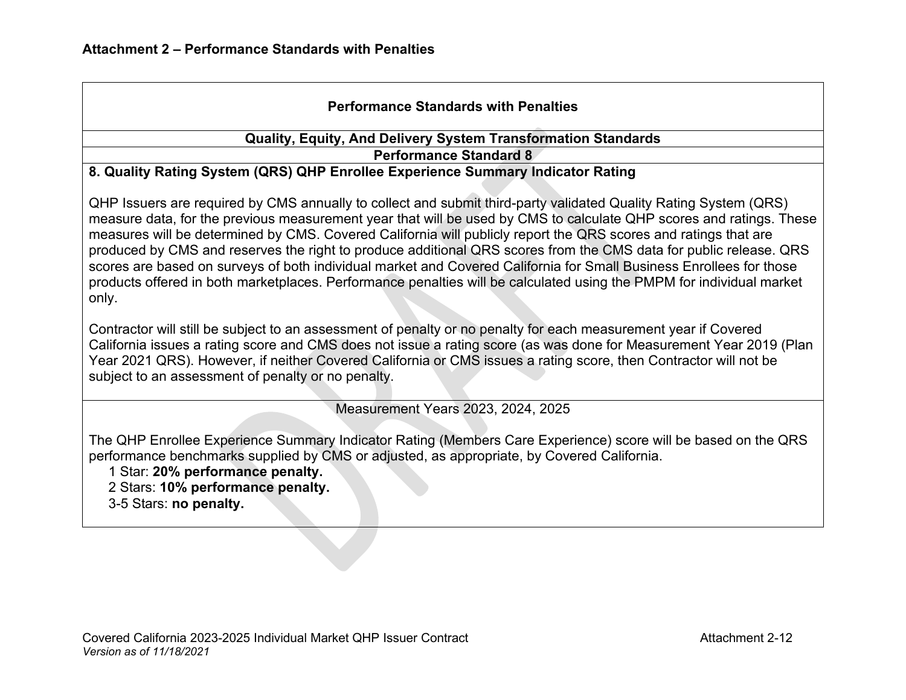## Attachment 2 – Performance Standards with Penalties

| Performance Standards with Penalties |
|---|
| **Quality, Equity, And Delivery System Transformation Standards** |
| **Performance Standard 8** |
| **8. Quality Rating System (QRS) QHP Enrollee Experience Summary Indicator Rating**<br><br>QHP Issuers are required by CMS annually to collect and submit third-party validated Quality Rating System (QRS) measure data, for the previous measurement year that will be used by CMS to calculate QHP scores and ratings. These measures will be determined by CMS. Covered California will publicly report the QRS scores and ratings that are produced by CMS and reserves the right to produce additional QRS scores from the CMS data for public release. QRS scores are based on surveys of both individual market and Covered California for Small Business Enrollees for those products offered in both marketplaces. Performance penalties will be calculated using the PMPM for individual market only.<br><br>Contractor will still be subject to an assessment of penalty or no penalty for each measurement year if Covered California issues a rating score and CMS does not issue a rating score (as was done for Measurement Year 2019 (Plan Year 2021 QRS). However, if neither Covered California or CMS issues a rating score, then Contractor will not be subject to an assessment of penalty or no penalty. |
| Measurement Years 2023, 2024, 2025<br><br>The QHP Enrollee Experience Summary Indicator Rating (Members Care Experience) score will be based on the QRS performance benchmarks supplied by CMS or adjusted, as appropriate, by Covered California.<br>1 Star: **20% performance penalty.**<br>2 Stars: **10% performance penalty.**<br>3-5 Stars: **no penalty.** |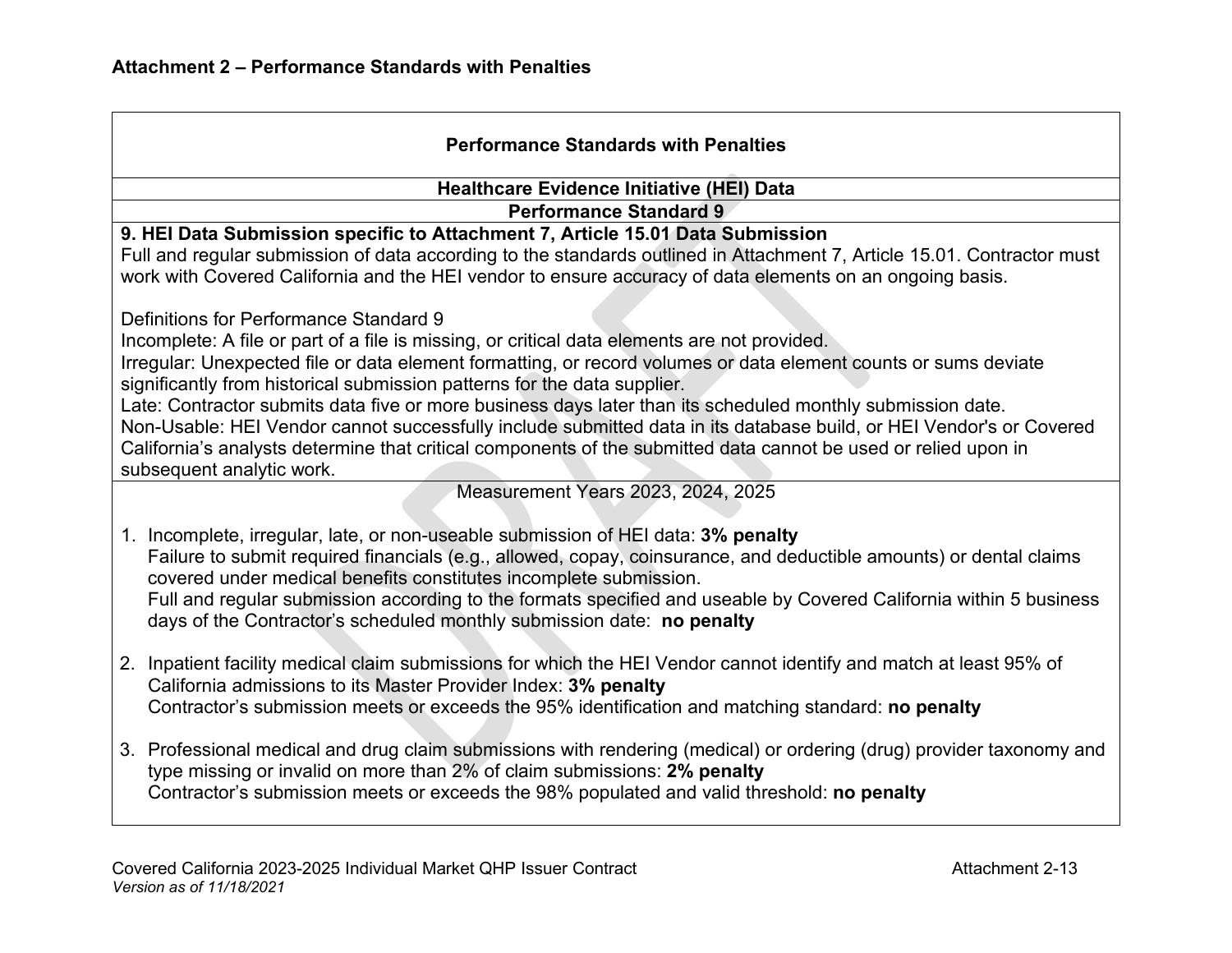## Attachment 2 – Performance Standards with Penalties

**Performance Standards with Penalties**

**Healthcare Evidence Initiative (HEI) Data**

**Performance Standard 9**

**9. HEI Data Submission specific to Attachment 7, Article 15.01 Data Submission**
Full and regular submission of data according to the standards outlined in Attachment 7, Article 15.01. Contractor must work with Covered California and the HEI vendor to ensure accuracy of data elements on an ongoing basis.

Definitions for Performance Standard 9
Incomplete: A file or part of a file is missing, or critical data elements are not provided.
Irregular: Unexpected file or data element formatting, or record volumes or data element counts or sums deviate significantly from historical submission patterns for the data supplier.
Late: Contractor submits data five or more business days later than its scheduled monthly submission date.
Non-Usable: HEI Vendor cannot successfully include submitted data in its database build, or HEI Vendor's or Covered California's analysts determine that critical components of the submitted data cannot be used or relied upon in subsequent analytic work.

Measurement Years 2023, 2024, 2025

1. Incomplete, irregular, late, or non-useable submission of HEI data: **3% penalty**
   Failure to submit required financials (e.g., allowed, copay, coinsurance, and deductible amounts) or dental claims covered under medical benefits constitutes incomplete submission.
   Full and regular submission according to the formats specified and useable by Covered California within 5 business days of the Contractor's scheduled monthly submission date: **no penalty**

2. Inpatient facility medical claim submissions for which the HEI Vendor cannot identify and match at least 95% of California admissions to its Master Provider Index: **3% penalty**
   Contractor's submission meets or exceeds the 95% identification and matching standard: **no penalty**

3. Professional medical and drug claim submissions with rendering (medical) or ordering (drug) provider taxonomy and type missing or invalid on more than 2% of claim submissions: **2% penalty**
   Contractor's submission meets or exceeds the 98% populated and valid threshold: **no penalty**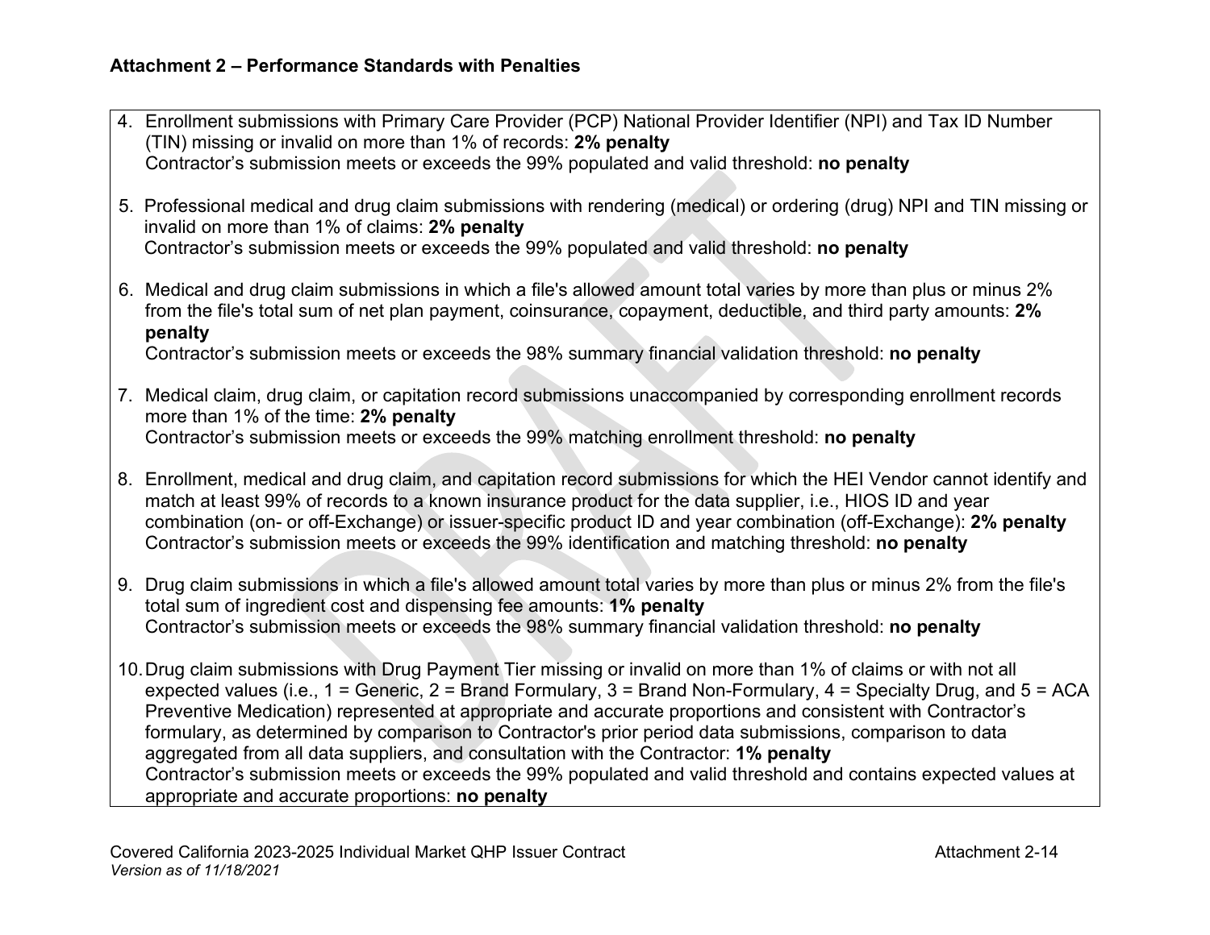**Attachment 2 – Performance Standards with Penalties**

4. Enrollment submissions with Primary Care Provider (PCP) National Provider Identifier (NPI) and Tax ID Number (TIN) missing or invalid on more than 1% of records: **2% penalty**
   Contractor's submission meets or exceeds the 99% populated and valid threshold: **no penalty**

5. Professional medical and drug claim submissions with rendering (medical) or ordering (drug) NPI and TIN missing or invalid on more than 1% of claims: **2% penalty**
   Contractor's submission meets or exceeds the 99% populated and valid threshold: **no penalty**

6. Medical and drug claim submissions in which a file's allowed amount total varies by more than plus or minus 2% from the file's total sum of net plan payment, coinsurance, copayment, deductible, and third party amounts: **2% penalty**
   Contractor's submission meets or exceeds the 98% summary financial validation threshold: **no penalty**

7. Medical claim, drug claim, or capitation record submissions unaccompanied by corresponding enrollment records more than 1% of the time: **2% penalty**
   Contractor's submission meets or exceeds the 99% matching enrollment threshold: **no penalty**

8. Enrollment, medical and drug claim, and capitation record submissions for which the HEI Vendor cannot identify and match at least 99% of records to a known insurance product for the data supplier, i.e., HIOS ID and year combination (on- or off-Exchange) or issuer-specific product ID and year combination (off-Exchange): **2% penalty**
   Contractor's submission meets or exceeds the 99% identification and matching threshold: **no penalty**

9. Drug claim submissions in which a file's allowed amount total varies by more than plus or minus 2% from the file's total sum of ingredient cost and dispensing fee amounts: **1% penalty**
   Contractor's submission meets or exceeds the 98% summary financial validation threshold: **no penalty**

10. Drug claim submissions with Drug Payment Tier missing or invalid on more than 1% of claims or with not all expected values (i.e., 1 = Generic, 2 = Brand Formulary, 3 = Brand Non-Formulary, 4 = Specialty Drug, and 5 = ACA Preventive Medication) represented at appropriate and accurate proportions and consistent with Contractor's formulary, as determined by comparison to Contractor's prior period data submissions, comparison to data aggregated from all data suppliers, and consultation with the Contractor: **1% penalty**
    Contractor's submission meets or exceeds the 99% populated and valid threshold and contains expected values at appropriate and accurate proportions: **no penalty**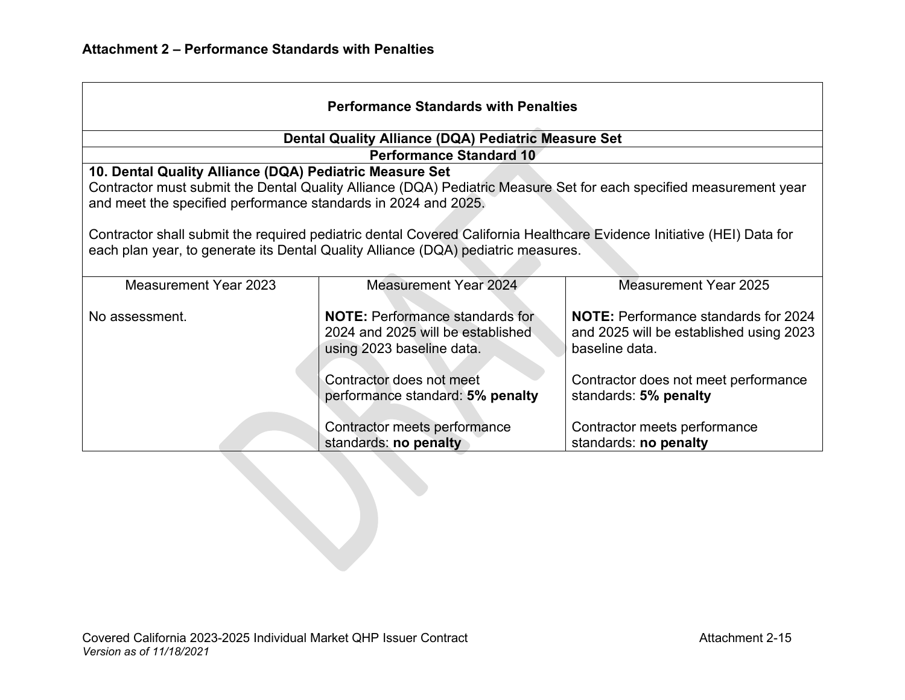## Attachment 2 – Performance Standards with Penalties

| Performance Standards with Penalties | | |
|---|---|---|
| **Dental Quality Alliance (DQA) Pediatric Measure Set** | | |
| **Performance Standard 10** | | |
| **10. Dental Quality Alliance (DQA) Pediatric Measure Set**<br>Contractor must submit the Dental Quality Alliance (DQA) Pediatric Measure Set for each specified measurement year and meet the specified performance standards in 2024 and 2025.<br><br>Contractor shall submit the required pediatric dental Covered California Healthcare Evidence Initiative (HEI) Data for each plan year, to generate its Dental Quality Alliance (DQA) pediatric measures. | | |
| Measurement Year 2023 | Measurement Year 2024 | Measurement Year 2025 |
| No assessment. | **NOTE:** Performance standards for 2024 and 2025 will be established using 2023 baseline data.<br><br>Contractor does not meet performance standard: **5% penalty**<br><br>Contractor meets performance standards: **no penalty** | **NOTE:** Performance standards for 2024 and 2025 will be established using 2023 baseline data.<br><br>Contractor does not meet performance standards: **5% penalty**<br><br>Contractor meets performance standards: **no penalty** |